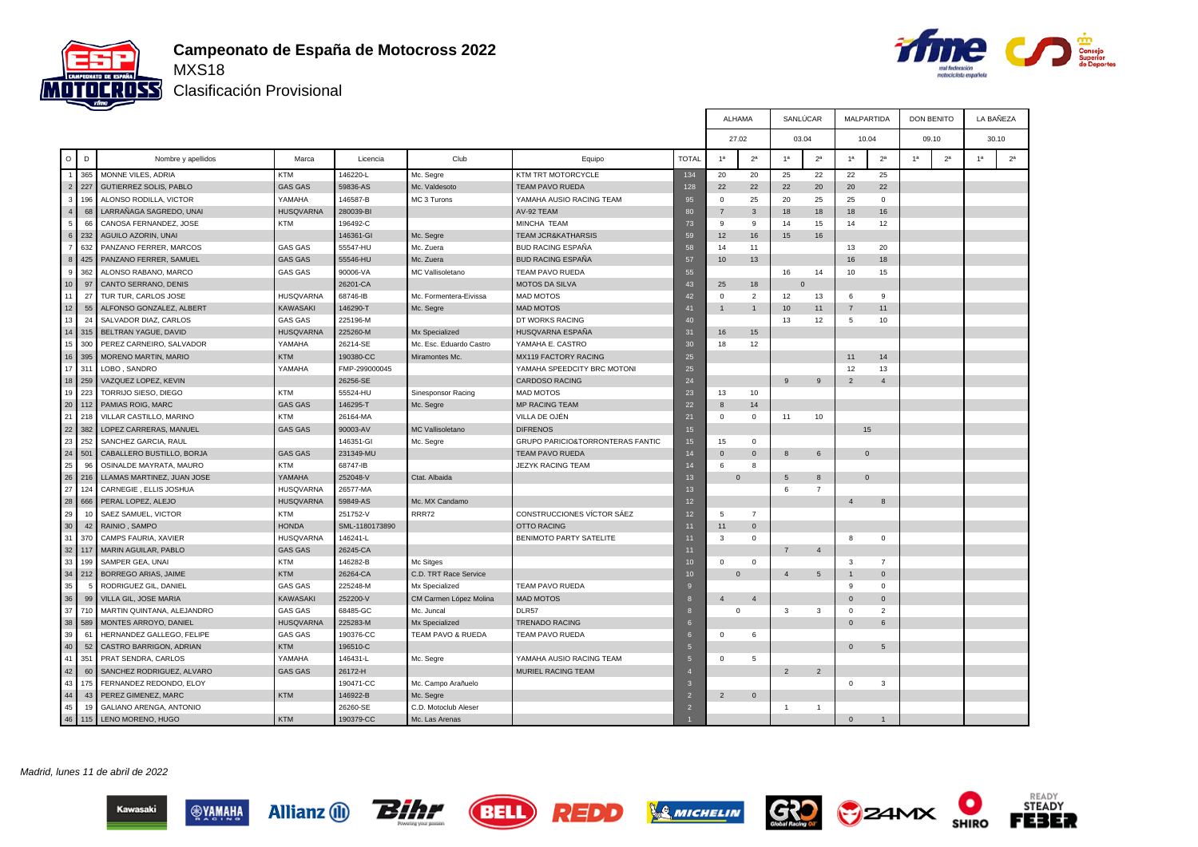# Campeonato de España de Motocross 2022

## MXS18

### Clasificación Provisional

| O | D | Nombre y apellidos | Marca | Licencia | Club | Equipo | TOTAL | ALHAMA 27.02 1ª | ALHAMA 27.02 2ª | SANLÚCAR 03.04 1ª | SANLÚCAR 03.04 2ª | MALPARTIDA 10.04 1ª | MALPARTIDA 10.04 2ª | DON BENITO 09.10 1ª | DON BENITO 09.10 2ª | LA BAÑEZA 30.10 1ª | LA BAÑEZA 30.10 2ª |
|---|---|---|---|---|---|---|---|---|---|---|---|---|---|---|---|---|---|
| 1 | 365 | MONNE VILES, ADRIA | KTM | 146220-L | Mc. Segre | KTM TRT MOTORCYCLE | 134 | 20 | 20 | 25 | 22 | 22 | 25 | | | | |
| 2 | 227 | GUTIERREZ SOLIS, PABLO | GAS GAS | 59836-AS | Mc. Valdesoto | TEAM PAVO RUEDA | 128 | 22 | 22 | 22 | 20 | 20 | 22 | | | | |
| 3 | 196 | ALONSO RODILLA, VICTOR | YAMAHA | 146587-B | MC 3 Turons | YAMAHA AUSIO RACING TEAM | 95 | 0 | 25 | 20 | 25 | 25 | 0 | | | | |
| 4 | 68 | LARRAÑAGA SAGREDO, UNAI | HUSQVARNA | 280039-BI | | AV-92 TEAM | 80 | 7 | 3 | 18 | 18 | 18 | 16 | | | | |
| 5 | 66 | CANOSA FERNANDEZ, JOSE | KTM | 196492-C | | MINCHA TEAM | 73 | 9 | 9 | 14 | 15 | 14 | 12 | | | | |
| 6 | 232 | AGUILO AZORIN, UNAI | | 146361-GI | Mc. Segre | TEAM JCR&KATHARSIS | 59 | 12 | 16 | 15 | 16 | | | | | | |
| 7 | 632 | PANZANO FERRER, MARCOS | GAS GAS | 55547-HU | Mc. Zuera | BUD RACING ESPAÑA | 58 | 14 | 11 | | | 13 | 20 | | | | |
| 8 | 425 | PANZANO FERRER, SAMUEL | GAS GAS | 55546-HU | Mc. Zuera | BUD RACING ESPAÑA | 57 | 10 | 13 | | | 16 | 18 | | | | |
| 9 | 362 | ALONSO RABANO, MARCO | GAS GAS | 90006-VA | MC Vallisoletano | TEAM PAVO RUEDA | 55 | | | 16 | 14 | 10 | 15 | | | | |
| 10 | 97 | CANTO SERRANO, DENIS | | 26201-CA | | MOTOS DA SILVA | 43 | 25 | 18 | 0 | | | | | | | |
| 11 | 27 | TUR TUR, CARLOS JOSE | HUSQVARNA | 68746-IB | Mc. Formentera-Eivissa | MAD MOTOS | 42 | 0 | 2 | 12 | 13 | 6 | 9 | | | | |
| 12 | 55 | ALFONSO GONZALEZ, ALBERT | KAWASAKI | 146290-T | Mc. Segre | MAD MOTOS | 41 | 1 | 1 | 10 | 11 | 7 | 11 | | | | |
| 13 | 24 | SALVADOR DIAZ, CARLOS | GAS GAS | 225196-M | | DT WORKS RACING | 40 | | | 13 | 12 | 5 | 10 | | | | |
| 14 | 315 | BELTRAN YAGUE, DAVID | HUSQVARNA | 225260-M | Mx Specialized | HUSQVARNA ESPAÑA | 31 | 16 | 15 | | | | | | | | |
| 15 | 300 | PEREZ CARNEIRO, SALVADOR | YAMAHA | 26214-SE | Mc. Esc. Eduardo Castro | YAMAHA E. CASTRO | 30 | 18 | 12 | | | | | | | | |
| 16 | 395 | MORENO MARTIN, MARIO | KTM | 190380-CC | Miramontes Mc. | MX119 FACTORY RACING | 25 | | | | | 11 | 14 | | | | |
| 17 | 311 | LOBO , SANDRO | YAMAHA | FMP-299000045 | | YAMAHA SPEEDCITY BRC MOTONI | 25 | | | | | 12 | 13 | | | | |
| 18 | 259 | VAZQUEZ LOPEZ, KEVIN | | 26256-SE | | CARDOSO RACING | 24 | | | 9 | 9 | 2 | 4 | | | | |
| 19 | 223 | TORRIJO SIESO, DIEGO | KTM | 55524-HU | Sinesponsor Racing | MAD MOTOS | 23 | 13 | 10 | | | | | | | | |
| 20 | 112 | PAMIAS ROIG, MARC | GAS GAS | 146295-T | Mc. Segre | MP RACING TEAM | 22 | 8 | 14 | | | | | | | | |
| 21 | 218 | VILLAR CASTILLO, MARINO | KTM | 26164-MA | | VILLA DE OJÉN | 21 | 0 | 0 | 11 | 10 | | | | | | |
| 22 | 382 | LOPEZ CARRERAS, MANUEL | GAS GAS | 90003-AV | MC Vallisoletano | DIFRENOS | 15 | | | | | 15 | | | | | |
| 23 | 252 | SANCHEZ GARCIA, RAUL | | 146351-GI | Mc. Segre | GRUPO PARICIO&TORRONTERAS FANTIC | 15 | 15 | 0 | | | | | | | | |
| 24 | 501 | CABALLERO BUSTILLO, BORJA | GAS GAS | 231349-MU | | TEAM PAVO RUEDA | 14 | 0 | 0 | 8 | 6 | 0 | | | | | |
| 25 | 96 | OSINALDE MAYRATA, MAURO | KTM | 68747-IB | | JEZYK RACING TEAM | 14 | 6 | 8 | | | | | | | | |
| 26 | 216 | LLAMAS MARTINEZ, JUAN JOSE | YAMAHA | 252048-V | Ctat. Albaida | | 13 | 0 | | 5 | 8 | 0 | | | | | |
| 27 | 124 | CARNEGIE , ELLIS JOSHUA | HUSQVARNA | 26577-MA | | | 13 | | | 6 | 7 | | | | | | |
| 28 | 666 | PERAL LOPEZ, ALEJO | HUSQVARNA | 59849-AS | Mc. MX Candamo | | 12 | | | | | 4 | 8 | | | | |
| 29 | 10 | SAEZ SAMUEL, VICTOR | KTM | 251752-V | RRR72 | CONSTRUCCIONES VÍCTOR SÁEZ | 12 | 5 | 7 | | | | | | | | |
| 30 | 42 | RAINIO , SAMPO | HONDA | SML-1180173890 | | OTTO RACING | 11 | 11 | 0 | | | | | | | | |
| 31 | 370 | CAMPS FAURIA, XAVIER | HUSQVARNA | 146241-L | | BENIMOTO PARTY SATELITE | 11 | 3 | 0 | | | 8 | 0 | | | | |
| 32 | 117 | MARIN AGUILAR, PABLO | GAS GAS | 26245-CA | | | 11 | | | 7 | 4 | | | | | | |
| 33 | 199 | SAMPER GEA, UNAI | KTM | 146282-B | Mc Sitges | | 10 | 0 | 0 | | | 3 | 7 | | | | |
| 34 | 212 | BORREGO ARIAS, JAIME | KTM | 26264-CA | C.D. TRT Race Service | | 10 | 0 | | 4 | 5 | 1 | 0 | | | | |
| 35 | 5 | RODRIGUEZ GIL, DANIEL | GAS GAS | 225248-M | Mx Specialized | TEAM PAVO RUEDA | 9 | | | | | 9 | 0 | | | | |
| 36 | 99 | VILLA GIL, JOSE MARIA | KAWASAKI | 252200-V | CM Carmen López Molina | MAD MOTOS | 8 | 4 | 4 | | | 0 | 0 | | | | |
| 37 | 710 | MARTIN QUINTANA, ALEJANDRO | GAS GAS | 68485-GC | Mc. Juncal | DLR57 | 8 | 0 | | 3 | 3 | 0 | 2 | | | | |
| 38 | 589 | MONTES ARROYO, DANIEL | HUSQVARNA | 225283-M | Mx Specialized | TRENADO RACING | 6 | | | | | 0 | 6 | | | | |
| 39 | 61 | HERNANDEZ GALLEGO, FELIPE | GAS GAS | 190376-CC | TEAM PAVO & RUEDA | TEAM PAVO RUEDA | 6 | 0 | 6 | | | | | | | | |
| 40 | 52 | CASTRO BARRIGON, ADRIAN | KTM | 196510-C | | | 5 | | | | | 0 | 5 | | | | |
| 41 | 351 | PRAT SENDRA, CARLOS | YAMAHA | 146431-L | Mc. Segre | YAMAHA AUSIO RACING TEAM | 5 | 0 | 5 | | | | | | | | |
| 42 | 60 | SANCHEZ RODRIGUEZ, ALVARO | GAS GAS | 26172-H | | MURIEL RACING TEAM | 4 | | | 2 | 2 | | | | | | |
| 43 | 175 | FERNANDEZ REDONDO, ELOY | | 190471-CC | Mc. Campo Arañuelo | | 3 | | | | | 0 | 3 | | | | |
| 44 | 43 | PEREZ GIMENEZ, MARC | KTM | 146922-B | Mc. Segre | | 2 | 2 | 0 | | | | | | | | |
| 45 | 19 | GALIANO ARENGA, ANTONIO | | 26260-SE | C.D. Motoclub Aleser | | 2 | | | 1 | 1 | | | | | | |
| 46 | 115 | LENO MORENO, HUGO | KTM | 190379-CC | Mc. Las Arenas | | 1 | | | | | 0 | 1 | | | | |

*Madrid, lunes 11 de abril de 2022*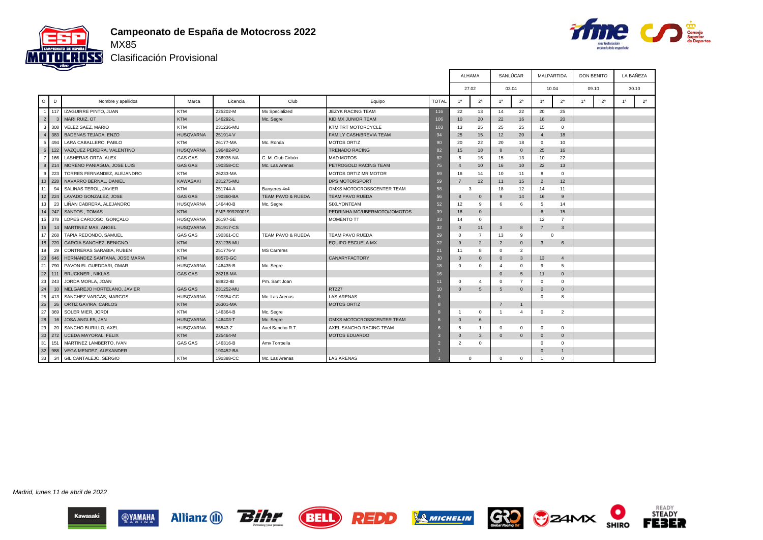# Campeonato de España de Motocross 2022

## MX85

### Clasificación Provisional

| O | D | Nombre y apellidos | Marca | Licencia | Club | Equipo | TOTAL | ALHAMA 27.02 | | SANLÚCAR 03.04 | | MALPARTIDA 10.04 | | DON BENITO 09.10 | | LA BAÑEZA 30.10 | |
|---|---|---|---|---|---|---|---|---|---|---|---|---|---|---|---|---|---|
| | | | | | | | | 1ª | 2ª | 1ª | 2ª | 1ª | 2ª | 1ª | 2ª | 1ª | 2ª |
| 1 | 117 | IZAGUIRRE PINTO, JUAN | KTM | 225202-M | Mx Specialized | JEZYK RACING TEAM | 116 | 22 | 13 | 14 | 22 | 20 | 25 | | | | |
| 2 | 3 | MARI RUIZ, OT | KTM | 146292-L | Mc. Segre | KID MX JUNIOR TEAM | 106 | 10 | 20 | 22 | 16 | 18 | 20 | | | | |
| 3 | 308 | VELEZ SAEZ, MARIO | KTM | 231236-MU | | KTM TRT MOTORCYCLE | 103 | 13 | 25 | 25 | 25 | 15 | 0 | | | | |
| 4 | 383 | BADENAS TEJADA, ENZO | HUSQVARNA | 251914-V | | FAMILY CASH/BREVIA TEAM | 94 | 25 | 15 | 12 | 20 | 4 | 18 | | | | |
| 5 | 494 | LARA CABALLERO, PABLO | KTM | 26177-MA | Mc. Ronda | MOTOS ORTIZ | 90 | 20 | 22 | 20 | 18 | 0 | 10 | | | | |
| 6 | 122 | VAZQUEZ PEREIRA, VALENTINO | HUSQVARNA | 196482-PO | | TRENADO RACING | 82 | 15 | 18 | 8 | 0 | 25 | 16 | | | | |
| 7 | 166 | LASHERAS ORTA, ALEX | GAS GAS | 236935-NA | C. M. Club Cirbón | MAD MOTOS | 82 | 6 | 16 | 15 | 13 | 10 | 22 | | | | |
| 8 | 214 | MORENO PANIAGUA, JOSE LUIS | GAS GAS | 190358-CC | Mc. Las Arenas | PETROGOLD RACING TEAM | 75 | 4 | 10 | 16 | 10 | 22 | 13 | | | | |
| 9 | 223 | TORRES FERNANDEZ, ALEJANDRO | KTM | 26233-MA | | MOTOS ORTIZ MR MOTOR | 59 | 16 | 14 | 10 | 11 | 8 | 0 | | | | |
| 10 | 228 | NAVARRO BERNAL, DANIEL | KAWASAKI | 231275-MU | | DPS MOTORSPORT | 59 | 7 | 12 | 11 | 15 | 2 | 12 | | | | |
| 11 | 94 | SALINAS TEROL, JAVIER | KTM | 251744-A | Banyeres 4x4 | OMXS MOTOCROSSCENTER TEAM | 58 | 3 | | 18 | 12 | 14 | 11 | | | | |
| 12 | 224 | LAVADO GONZALEZ, JOSE | GAS GAS | 190360-BA | TEAM PAVO & RUEDA | TEAM PAVO RUEDA | 56 | 8 | 0 | 9 | 14 | 16 | 9 | | | | |
| 13 | 23 | LIÑAN CABRERA, ALEJANDRO | HUSQVARNA | 146440-B | Mc. Segre | SIXLYONTEAM | 52 | 12 | 9 | 6 | 6 | 5 | 14 | | | | |
| 14 | 247 | SANTOS , TOMAS | KTM | FMP-999200019 | | PEDRINHA MC/UBERMOTO/JOMOTOS | 39 | 18 | 0 | | | 6 | 15 | | | | |
| 15 | 378 | LOPES CARDOSO, GONÇALO | HUSQVARNA | 26197-SE | | MOMENTO TT | 33 | 14 | 0 | | | 12 | 7 | | | | |
| 16 | 14 | MARTINEZ MAS, ANGEL | HUSQVARNA | 251917-CS | | | 32 | 0 | 11 | 3 | 8 | 7 | 3 | | | | |
| 17 | 268 | TAPIA REDONDO, SAMUEL | GAS GAS | 190361-CC | TEAM PAVO & RUEDA | TEAM PAVO RUEDA | 29 | 0 | 7 | 13 | 9 | 0 | | | | | |
| 18 | 220 | GARCIA SANCHEZ, BENIGNO | KTM | 231235-MU | | EQUIPO ESCUELA MX | 22 | 9 | 2 | 2 | 0 | 3 | 6 | | | | |
| 19 | 29 | CONTRERAS SARABIA, RUBEN | KTM | 251776-V | MS Carreres | | 21 | 11 | 8 | 0 | 2 | | | | | | |
| 20 | 646 | HERNANDEZ SANTANA, JOSE MARIA | KTM | 68570-GC | | CANARYFACTORY | 20 | 0 | 0 | 0 | 3 | 13 | 4 | | | | |
| 21 | 790 | PAVON EL GUEDDARI, OMAR | HUSQVARNA | 146435-B | Mc. Segre | | 18 | 0 | 0 | 4 | 0 | 9 | 5 | | | | |
| 22 | 111 | BRUCKNER , NIKLAS | GAS GAS | 26218-MA | | | 16 | | | 0 | 5 | 11 | 0 | | | | |
| 23 | 243 | JORDA MORLA, JOAN | | 68822-IB | Pm. Sant Joan | | 11 | 0 | 4 | 0 | 7 | 0 | 0 | | | | |
| 24 | 10 | MELGAREJO HORTELANO, JAVIER | GAS GAS | 231252-MU | | RTZ27 | 10 | 0 | 5 | 5 | 0 | 0 | 0 | | | | |
| 25 | 413 | SANCHEZ VARGAS, MARCOS | HUSQVARNA | 190354-CC | Mc. Las Arenas | LAS ARENAS | 8 | | | | | 0 | 8 | | | | |
| 26 | 26 | ORTIZ GAVIRA, CARLOS | KTM | 26301-MA | | MOTOS ORTIZ | 8 | | | 7 | 1 | | | | | | |
| 27 | 369 | SOLER MIER, JORDI | KTM | 146364-B | Mc. Segre | | 8 | 1 | 0 | 1 | 4 | 0 | 2 | | | | |
| 28 | 16 | JOSA ANGLES, JAN | HUSQVARNA | 146403-T | Mc. Segre | OMXS MOTOCROSSCENTER TEAM | 6 | 0 | 6 | | | | | | | | |
| 29 | 20 | SANCHO BURILLO, AXEL | HUSQVARNA | 55543-Z | Axel Sancho R.T. | AXEL SANCHO RACING TEAM | 6 | 5 | 1 | 0 | 0 | 0 | 0 | | | | |
| 30 | 272 | UCEDA MAYORAL, FELIX | KTM | 225464-M | | MOTOS EDUARDO | 3 | 0 | 3 | 0 | 0 | 0 | 0 | | | | |
| 31 | 151 | MARTINEZ LAMBERTO, IVAN | GAS GAS | 146316-B | Amv Torroella | | 2 | 2 | 0 | | | 0 | 0 | | | | |
| 32 | 988 | VEGA MENDEZ, ALEXANDER | | 190452-BA | | | 1 | | | | | 0 | 1 | | | | |
| 33 | 34 | GIL CANTALEJO, SERGIO | KTM | 190388-CC | Mc. Las Arenas | LAS ARENAS | 1 | 0 | | 0 | 0 | 1 | 0 | | | | |

*Madrid, lunes 11 de abril de 2022*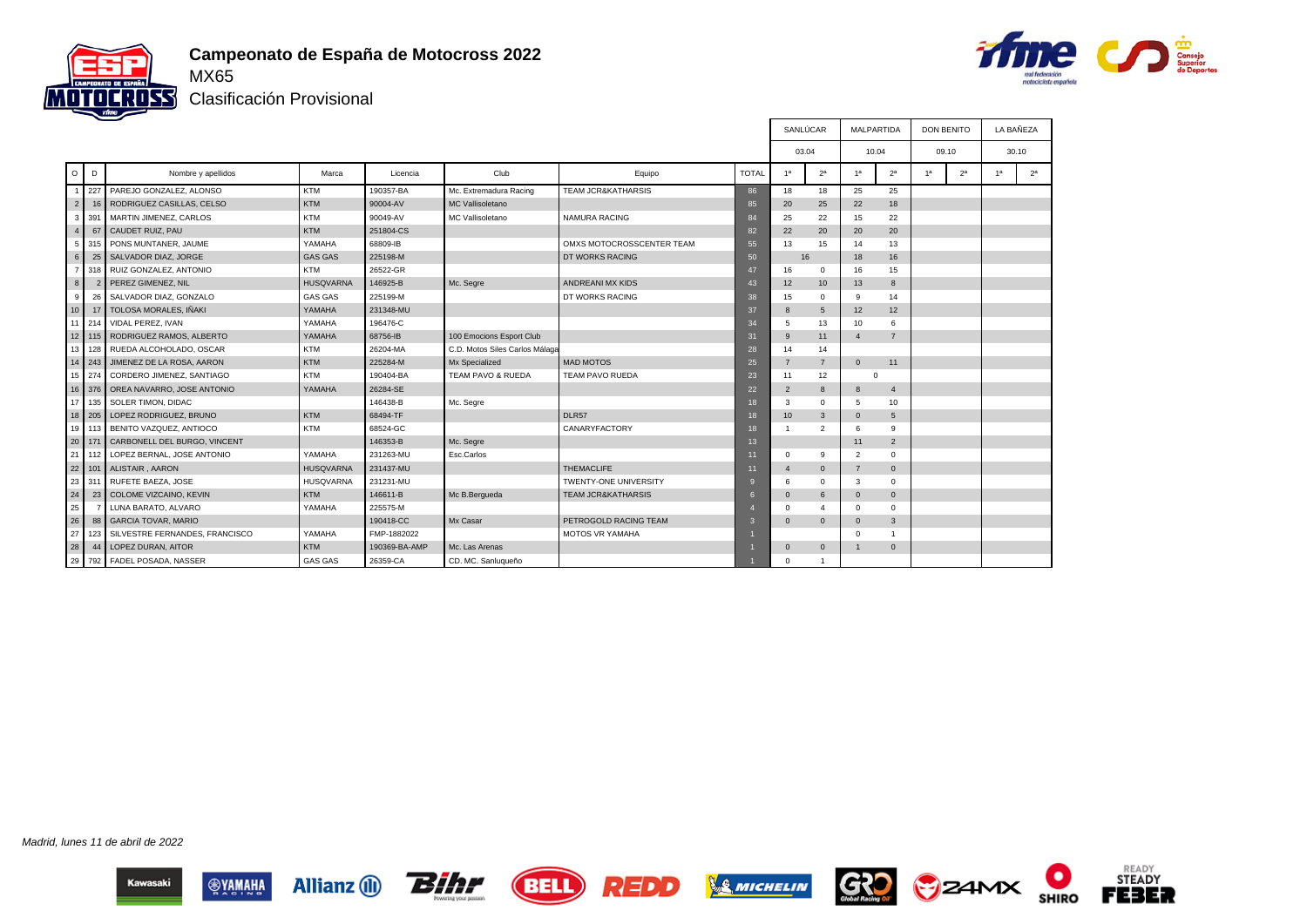# Campeonato de España de Motocross 2022

## MX65

### Clasificación Provisional

| O | D | Nombre y apellidos | Marca | Licencia | Club | Equipo | TOTAL | SANLÚCAR 03.04 1ª | SANLÚCAR 03.04 2ª | MALPARTIDA 10.04 1ª | MALPARTIDA 10.04 2ª | DON BENITO 09.10 1ª | DON BENITO 09.10 2ª | LA BAÑEZA 30.10 1ª | LA BAÑEZA 30.10 2ª |
|---|---|---|---|---|---|---|---|---|---|---|---|---|---|---|---|
| 1 | 227 | PAREJO GONZALEZ, ALONSO | KTM | 190357-BA | Mc. Extremadura Racing | TEAM JCR&KATHARSIS | 86 | 18 | 18 | 25 | 25 | | | | |
| 2 | 16 | RODRIGUEZ CASILLAS, CELSO | KTM | 90004-AV | MC Vallisoletano | | 85 | 20 | 25 | 22 | 18 | | | | |
| 3 | 391 | MARTIN JIMENEZ, CARLOS | KTM | 90049-AV | MC Vallisoletano | NAMURA RACING | 84 | 25 | 22 | 15 | 22 | | | | |
| 4 | 67 | CAUDET RUIZ, PAU | KTM | 251804-CS | | | 82 | 22 | 20 | 20 | 20 | | | | |
| 5 | 315 | PONS MUNTANER, JAUME | YAMAHA | 68809-IB | | OMXS MOTOCROSSCENTER TEAM | 55 | 13 | 15 | 14 | 13 | | | | |
| 6 | 25 | SALVADOR DIAZ, JORGE | GAS GAS | 225198-M | | DT WORKS RACING | 50 | 16 | | 18 | 16 | | | | |
| 7 | 318 | RUIZ GONZALEZ, ANTONIO | KTM | 26522-GR | | | 47 | 16 | 0 | 16 | 15 | | | | |
| 8 | 2 | PEREZ GIMENEZ, NIL | HUSQVARNA | 146925-B | Mc. Segre | ANDREANI MX KIDS | 43 | 12 | 10 | 13 | 8 | | | | |
| 9 | 26 | SALVADOR DIAZ, GONZALO | GAS GAS | 225199-M | | DT WORKS RACING | 38 | 15 | 0 | 9 | 14 | | | | |
| 10 | 17 | TOLOSA MORALES, IÑAKI | YAMAHA | 231348-MU | | | 37 | 8 | 5 | 12 | 12 | | | | |
| 11 | 214 | VIDAL PEREZ, IVAN | YAMAHA | 196476-C | | | 34 | 5 | 13 | 10 | 6 | | | | |
| 12 | 115 | RODRIGUEZ RAMOS, ALBERTO | YAMAHA | 68756-IB | 100 Emocions Esport Club | | 31 | 9 | 11 | 4 | 7 | | | | |
| 13 | 128 | RUEDA ALCOHOLADO, OSCAR | KTM | 26204-MA | C.D. Motos Siles Carlos Málaga | | 28 | 14 | 14 | | | | | | |
| 14 | 243 | JIMENEZ DE LA ROSA, AARON | KTM | 225284-M | Mx Specialized | MAD MOTOS | 25 | 7 | 7 | 0 | 11 | | | | |
| 15 | 274 | CORDERO JIMENEZ, SANTIAGO | KTM | 190404-BA | TEAM PAVO & RUEDA | TEAM PAVO RUEDA | 23 | 11 | 12 | 0 | | | | | |
| 16 | 376 | OREA NAVARRO, JOSE ANTONIO | YAMAHA | 26284-SE | | | 22 | 2 | 8 | 8 | 4 | | | | |
| 17 | 135 | SOLER TIMON, DIDAC | | 146438-B | Mc. Segre | | 18 | 3 | 0 | 5 | 10 | | | | |
| 18 | 205 | LOPEZ RODRIGUEZ, BRUNO | KTM | 68494-TF | | DLR57 | 18 | 10 | 3 | 0 | 5 | | | | |
| 19 | 113 | BENITO VAZQUEZ, ANTIOCO | KTM | 68524-GC | | CANARYFACTORY | 18 | 1 | 2 | 6 | 9 | | | | |
| 20 | 171 | CARBONELL DEL BURGO, VINCENT | | 146353-B | Mc. Segre | | 13 | | | 11 | 2 | | | | |
| 21 | 112 | LOPEZ BERNAL, JOSE ANTONIO | YAMAHA | 231263-MU | Esc.Carlos | | 11 | 0 | 9 | 2 | 0 | | | | |
| 22 | 101 | ALISTAIR , AARON | HUSQVARNA | 231437-MU | | THEMACLIFE | 11 | 4 | 0 | 7 | 0 | | | | |
| 23 | 311 | RUFETE BAEZA, JOSE | HUSQVARNA | 231231-MU | | TWENTY-ONE UNIVERSITY | 9 | 6 | 0 | 3 | 0 | | | | |
| 24 | 23 | COLOME VIZCAINO, KEVIN | KTM | 146611-B | Mc B.Bergueda | TEAM JCR&KATHARSIS | 6 | 0 | 6 | 0 | 0 | | | | |
| 25 | 7 | LUNA BARATO, ALVARO | YAMAHA | 225575-M | | | 4 | 0 | 4 | 0 | 0 | | | | |
| 26 | 88 | GARCIA TOVAR, MARIO | | 190418-CC | Mx Casar | PETROGOLD RACING TEAM | 3 | 0 | 0 | 0 | 3 | | | | |
| 27 | 123 | SILVESTRE FERNANDES, FRANCISCO | YAMAHA | FMP-1882022 | | MOTOS VR YAMAHA | 1 | | | 0 | 1 | | | | |
| 28 | 44 | LOPEZ DURAN, AITOR | KTM | 190369-BA-AMP | Mc. Las Arenas | | 1 | 0 | 0 | 1 | 0 | | | | |
| 29 | 792 | FADEL POSADA, NASSER | GAS GAS | 26359-CA | CD. MC. Sanluqueño | | 1 | 0 | 1 | | | | | | |

*Madrid, lunes 11 de abril de 2022*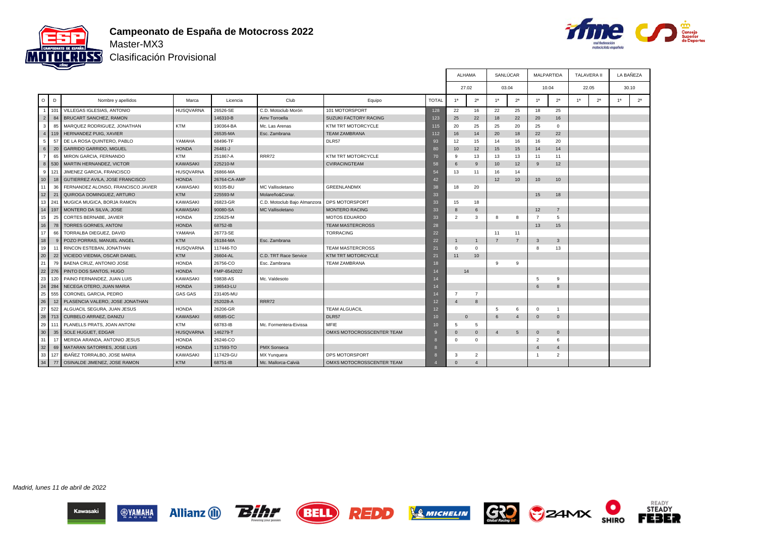# Campeonato de España de Motocross 2022

## Master-MX3

### Clasificación Provisional

| O | D | Nombre y apellidos | Marca | Licencia | Club | Equipo | TOTAL | ALHAMA 27.02 1ª | ALHAMA 27.02 2ª | SANLÚCAR 03.04 1ª | SANLÚCAR 03.04 2ª | MALPARTIDA 10.04 1ª | MALPARTIDA 10.04 2ª | TALAVERA II 22.05 1ª | TALAVERA II 22.05 2ª | LA BAÑEZA 30.10 1ª | LA BAÑEZA 30.10 2ª |
|---|---|---|---|---|---|---|---|---|---|---|---|---|---|---|---|---|---|
| 1 | 101 | VILLEGAS IGLESIAS, ANTONIO | HUSQVARNA | 26526-SE | C.D. Motoclub Morón | 101 MOTORSPORT | 128 | 22 | 16 | 22 | 25 | 18 | 25 | | | | |
| 2 | 84 | BRUCART SANCHEZ, RAMON | | 146310-B | Amv Torroella | SUZUKI FACTORY RACING | 123 | 25 | 22 | 18 | 22 | 20 | 16 | | | | |
| 3 | 85 | MARQUEZ RODRIGUEZ, JONATHAN | KTM | 190364-BA | Mc. Las Arenas | KTM TRT MOTORCYCLE | 115 | 20 | 25 | 25 | 20 | 25 | 0 | | | | |
| 4 | 119 | HERNANDEZ PUIG, XAVIER | | 26535-MA | Esc. Zambrana | TEAM ZAMBRANA | 112 | 16 | 14 | 20 | 18 | 22 | 22 | | | | |
| 5 | 57 | DE LA ROSA QUINTERO, PABLO | YAMAHA | 68496-TF | | DLR57 | 93 | 12 | 15 | 14 | 16 | 16 | 20 | | | | |
| 6 | 20 | GARRIDO GARRIDO, MIGUEL | HONDA | 26481-J | | | 80 | 10 | 12 | 15 | 15 | 14 | 14 | | | | |
| 7 | 65 | MIRON GARCIA, FERNANDO | KTM | 251867-A | RRR72 | KTM TRT MOTORCYCLE | 70 | 9 | 13 | 13 | 13 | 11 | 11 | | | | |
| 8 | 530 | MARTIN HERNANDEZ, VICTOR | KAWASAKI | 225210-M | | CVIRACINGTEAM | 58 | 6 | 9 | 10 | 12 | 9 | 12 | | | | |
| 9 | 121 | JIMENEZ GARCIA, FRANCISCO | HUSQVARNA | 26866-MA | | | 54 | 13 | 11 | 16 | 14 | | | | | | |
| 10 | 18 | GUTIERREZ AVILA, JOSE FRANCISCO | HONDA | 26764-CA-AMP | | | 42 | | | 12 | 10 | 10 | 10 | | | | |
| 11 | 36 | FERNANDEZ ALONSO, FRANCISCO JAVIER | KAWASAKI | 90105-BU | MC Vallisoletano | GREENLANDMX | 38 | 18 | 20 | | | | | | | | |
| 12 | 21 | QUIROGA DOMINGUEZ, ARTURO | KTM | 225593-M | Molareño&Conar. | | 33 | | | | | 15 | 18 | | | | |
| 13 | 241 | MUGICA MUGICA, BORJA RAMON | KAWASAKI | 26823-GR | C.D. Motoclub Bajo Almanzora | DPS MOTORSPORT | 33 | 15 | 18 | | | | | | | | |
| 14 | 197 | MONTERO DA SILVA, JOSE | KAWASAKI | 90080-SA | MC Vallisoletano | MONTERO RACING | 33 | 8 | 6 | | | 12 | 7 | | | | |
| 15 | 25 | CORTES BERNABE, JAVIER | HONDA | 225625-M | | MOTOS EDUARDO | 33 | 2 | 3 | 8 | 8 | 7 | 5 | | | | |
| 16 | 78 | TORRES GORNES, ANTONI | HONDA | 68752-IB | | TEAM MASTERCROSS | 28 | | | | | 13 | 15 | | | | |
| 17 | 66 | TORRALBA DIEGUEZ, DAVID | YAMAHA | 26773-SE | | TORRACING | 22 | | | 11 | 11 | | | | | | |
| 18 | 9 | POZO PORRAS, MANUEL ANGEL | KTM | 26184-MA | Esc. Zambrana | | 22 | 1 | 1 | 7 | 7 | 3 | 3 | | | | |
| 19 | 11 | RINCON ESTEBAN, JONATHAN | HUSQVARNA | 117446-TO | | TEAM MASTERCROSS | 21 | 0 | 0 | | | 8 | 13 | | | | |
| 20 | 22 | VICIEDO VIEDMA, OSCAR DANIEL | KTM | 26604-AL | C.D. TRT Race Service | KTM TRT MOTORCYCLE | 21 | 11 | 10 | | | | | | | | |
| 21 | 79 | BAENA CRUZ, ANTONIO JOSE | HONDA | 26756-CO | Esc. Zambrana | TEAM ZAMBRANA | 18 | | | 9 | 9 | | | | | | |
| 22 | 276 | PINTO DOS SANTOS, HUGO | HONDA | FMP-6542022 | | | 14 | 14 | | | | | | | | | |
| 23 | 120 | PAINO FERNANDEZ, JUAN LUIS | KAWASAKI | 59838-AS | Mc. Valdesoto | | 14 | | | | | 5 | 9 | | | | |
| 24 | 284 | NECEGA OTERO, JUAN MARIA | HONDA | 196543-LU | | | 14 | | | | | 6 | 8 | | | | |
| 25 | 555 | CORONEL GARCIA, PEDRO | GAS GAS | 231405-MU | | | 14 | 7 | 7 | | | | | | | | |
| 26 | 12 | PLASENCIA VALERO, JOSE JONATHAN | | 252028-A | RRR72 | | 12 | 4 | 8 | | | | | | | | |
| 27 | 522 | ALGUACIL SEGURA, JUAN JESUS | HONDA | 26206-GR | | TEAM ALGUACIL | 12 | | | 5 | 6 | 0 | 1 | | | | |
| 28 | 713 | CURBELO ARRAEZ, DANIZU | KAWASAKI | 68585-GC | | DLR57 | 10 | 0 | | 6 | 4 | 0 | 0 | | | | |
| 29 | 111 | PLANELLS PRATS, JOAN ANTONI | KTM | 68783-IB | Mc. Formentera-Eivissa | MFIE | 10 | 5 | 5 | | | | | | | | |
| 30 | 35 | SOLE HUGUET, EDGAR | HUSQVARNA | 146279-T | | OMXS MOTOCROSSCENTER TEAM | 9 | 0 | 0 | 4 | 5 | 0 | 0 | | | | |
| 31 | 17 | MERIDA ARANDA, ANTONIO JESUS | HONDA | 26246-CO | | | 8 | 0 | 0 | | | 2 | 6 | | | | |
| 32 | 69 | MATARAN SATORRES, JOSE LUIS | HONDA | 117593-TO | PMX Sonseca | | 8 | | | | | 4 | 4 | | | | |
| 33 | 127 | IBAÑEZ TORRALBO, JOSE MARIA | KAWASAKI | 117429-GU | MX Yunquera | DPS MOTORSPORT | 8 | 3 | 2 | | | 1 | 2 | | | | |
| 34 | 77 | OSINALDE JIMENEZ, JOSE RAMON | KTM | 68751-IB | Mc. Mallorca-Calvià | OMXS MOTOCROSSCENTER TEAM | 4 | 0 | 4 | | | | | | | | |

*Madrid, lunes 11 de abril de 2022*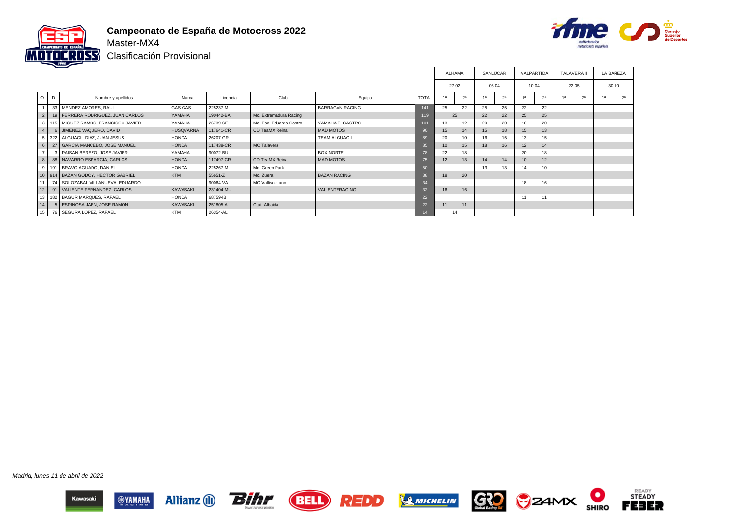# Campeonato de España de Motocross 2022

Master-MX4

Clasificación Provisional

| O | D | Nombre y apellidos | Marca | Licencia | Club | Equipo | TOTAL | ALHAMA 27.02 | | SANLÚCAR 03.04 | | MALPARTIDA 10.04 | | TALAVERA II 22.05 | | LA BAÑEZA 30.10 | |
|---|---|---|---|---|---|---|---|---|---|---|---|---|---|---|---|---|---|
| | | | | | | | | 1ª | 2ª | 1ª | 2ª | 1ª | 2ª | 1ª | 2ª | 1ª | 2ª |
| 1 | 33 | MENDEZ AMORES, RAUL | GAS GAS | 225237-M | | BARRAGAN RACING | 141 | 25 | 22 | 25 | 25 | 22 | 22 | | | | |
| 2 | 19 | FERRERA RODRIGUEZ, JUAN CARLOS | YAMAHA | 190442-BA | Mc. Extremadura Racing | | 119 | 25 | | 22 | 22 | 25 | 25 | | | | |
| 3 | 115 | MIGUEZ RAMOS, FRANCISCO JAVIER | YAMAHA | 26739-SE | Mc. Esc. Eduardo Castro | YAMAHA E. CASTRO | 101 | 13 | 12 | 20 | 20 | 16 | 20 | | | | |
| 4 | 6 | JIMENEZ VAQUERO, DAVID | HUSQVARNA | 117641-CR | CD TeaMX Reina | MAD MOTOS | 90 | 15 | 14 | 15 | 18 | 15 | 13 | | | | |
| 5 | 322 | ALGUACIL DIAZ, JUAN JESUS | HONDA | 26207-GR | | TEAM ALGUACIL | 89 | 20 | 10 | 16 | 15 | 13 | 15 | | | | |
| 6 | 27 | GARCIA MANCEBO, JOSE MANUEL | HONDA | 117438-CR | MC Talavera | | 85 | 10 | 15 | 18 | 16 | 12 | 14 | | | | |
| 7 | 3 | PAISAN BEREZO, JOSE JAVIER | YAMAHA | 90072-BU | | BOX NORTE | 78 | 22 | 18 | | | 20 | 18 | | | | |
| 8 | 88 | NAVARRO ESPARCIA, CARLOS | HONDA | 117497-CR | CD TeaMX Reina | MAD MOTOS | 75 | 12 | 13 | 14 | 14 | 10 | 12 | | | | |
| 9 | 191 | BRAVO AGUADO, DANIEL | HONDA | 225267-M | Mc. Green Park | | 50 | | | 13 | 13 | 14 | 10 | | | | |
| 10 | 914 | BAZAN GODOY, HECTOR GABRIEL | KTM | 55651-Z | Mc. Zuera | BAZAN RACING | 38 | 18 | 20 | | | | | | | | |
| 11 | 74 | SOLOZABAL VILLANUEVA, EDUARDO | | 90064-VA | MC Vallisoletano | | 34 | | | | | 18 | 16 | | | | |
| 12 | 91 | VALIENTE FERNANDEZ, CARLOS | KAWASAKI | 231404-MU | | VALIENTERACING | 32 | 16 | 16 | | | | | | | | |
| 13 | 182 | BAGUR MARQUES, RAFAEL | HONDA | 68759-IB | | | 22 | | | | | 11 | 11 | | | | |
| 14 | 5 | ESPINOSA JAEN, JOSE RAMON | KAWASAKI | 251805-A | Ctat. Albaida | | 22 | 11 | 11 | | | | | | | | |
| 15 | 76 | SEGURA LOPEZ, RAFAEL | KTM | 26354-AL | | | 14 | 14 | | | | | | | | | |

*Madrid, lunes 11 de abril de 2022*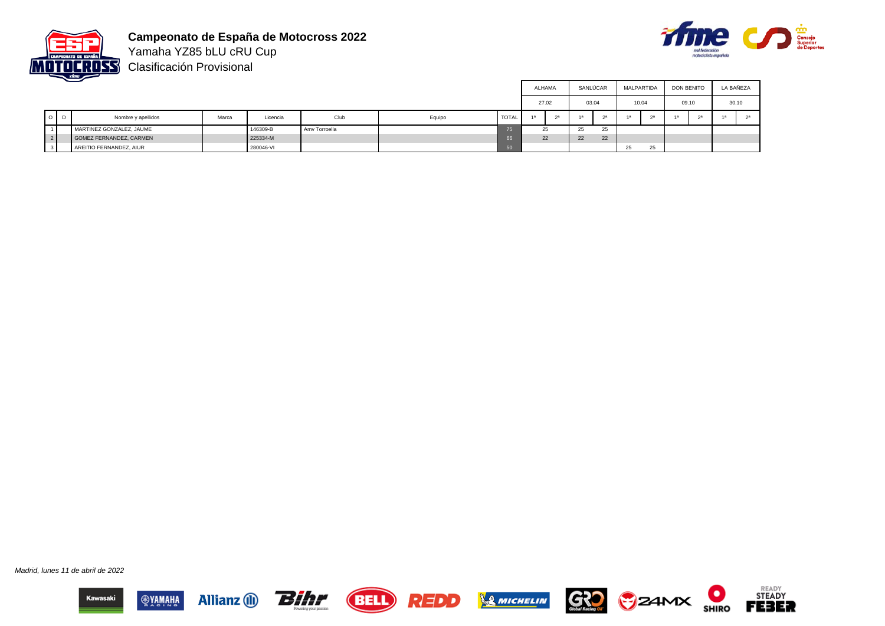# Campeonato de España de Motocross 2022

Yamaha YZ85 bLU cRU Cup

Clasificación Provisional

| | | | | | | | | ALHAMA | | SANLÚCAR | | MALPARTIDA | | DON BENITO | | LA BAÑEZA | |
|---|---|---|---|---|---|---|---|---|---|---|---|---|---|---|---|---|---|
| | | | | | | | | 27.02 | | 03.04 | | 10.04 | | 09.10 | | 30.10 | |
| O | D | Nombre y apellidos | Marca | Licencia | Club | Equipo | TOTAL | 1ª | 2ª | 1ª | 2ª | 1ª | 2ª | 1ª | 2ª | 1ª | 2ª |
| 1 | | MARTINEZ GONZALEZ, JAUME | | 146309-B | Amv Torroella | | 75 | 25 | | 25 | 25 | | | | | | |
| 2 | | GOMEZ FERNANDEZ, CARMEN | | 225334-M | | | 66 | 22 | | 22 | 22 | | | | | | |
| 3 | | AREITIO FERNANDEZ, AIUR | | 280046-VI | | | 50 | | | | | 25 | 25 | | | | |

*Madrid, lunes 11 de abril de 2022*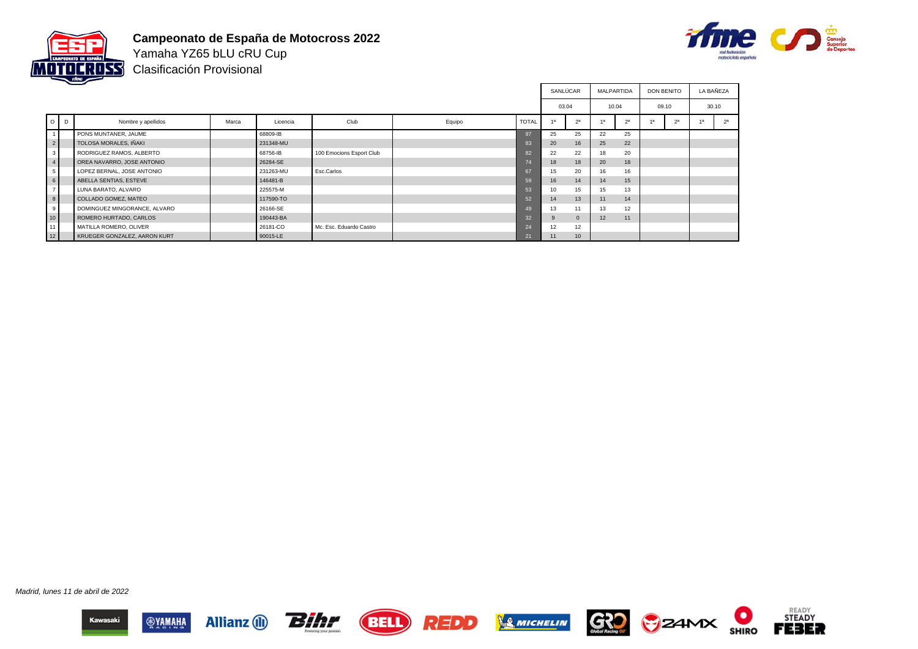# Campeonato de España de Motocross 2022

Yamaha YZ65 bLU cRU Cup

Clasificación Provisional

| | | | | | | | | SANLÚCAR | | MALPARTIDA | | DON BENITO | | LA BAÑEZA | |
|---|---|---|---|---|---|---|---|---|---|---|---|---|---|---|---|
| | | | | | | | | 03.04 | | 10.04 | | 09.10 | | 30.10 | |
| O | D | Nombre y apellidos | Marca | Licencia | Club | Equipo | TOTAL | 1ª | 2ª | 1ª | 2ª | 1ª | 2ª | 1ª | 2ª |
| 1 | | PONS MUNTANER, JAUME | | 68809-IB | | | 97 | 25 | 25 | 22 | 25 | | | | |
| 2 | | TOLOSA MORALES, IÑAKI | | 231348-MU | | | 83 | 20 | 16 | 25 | 22 | | | | |
| 3 | | RODRIGUEZ RAMOS, ALBERTO | | 68756-IB | 100 Emocions Esport Club | | 82 | 22 | 22 | 18 | 20 | | | | |
| 4 | | OREA NAVARRO, JOSE ANTONIO | | 26284-SE | | | 74 | 18 | 18 | 20 | 18 | | | | |
| 5 | | LOPEZ BERNAL, JOSE ANTONIO | | 231263-MU | Esc.Carlos | | 67 | 15 | 20 | 16 | 16 | | | | |
| 6 | | ABELLA SENTIAS, ESTEVE | | 146481-B | | | 59 | 16 | 14 | 14 | 15 | | | | |
| 7 | | LUNA BARATO, ALVARO | | 225575-M | | | 53 | 10 | 15 | 15 | 13 | | | | |
| 8 | | COLLADO GOMEZ, MATEO | | 117590-TO | | | 52 | 14 | 13 | 11 | 14 | | | | |
| 9 | | DOMINGUEZ MINGORANCE, ALVARO | | 26166-SE | | | 49 | 13 | 11 | 13 | 12 | | | | |
| 10 | | ROMERO HURTADO, CARLOS | | 190443-BA | | | 32 | 9 | 0 | 12 | 11 | | | | |
| 11 | | MATILLA ROMERO, OLIVER | | 26181-CO | Mc. Esc. Eduardo Castro | | 24 | 12 | 12 | | | | | | |
| 12 | | KRUEGER GONZALEZ, AARON KURT | | 90015-LE | | | 21 | 11 | 10 | | | | | | |

*Madrid, lunes 11 de abril de 2022*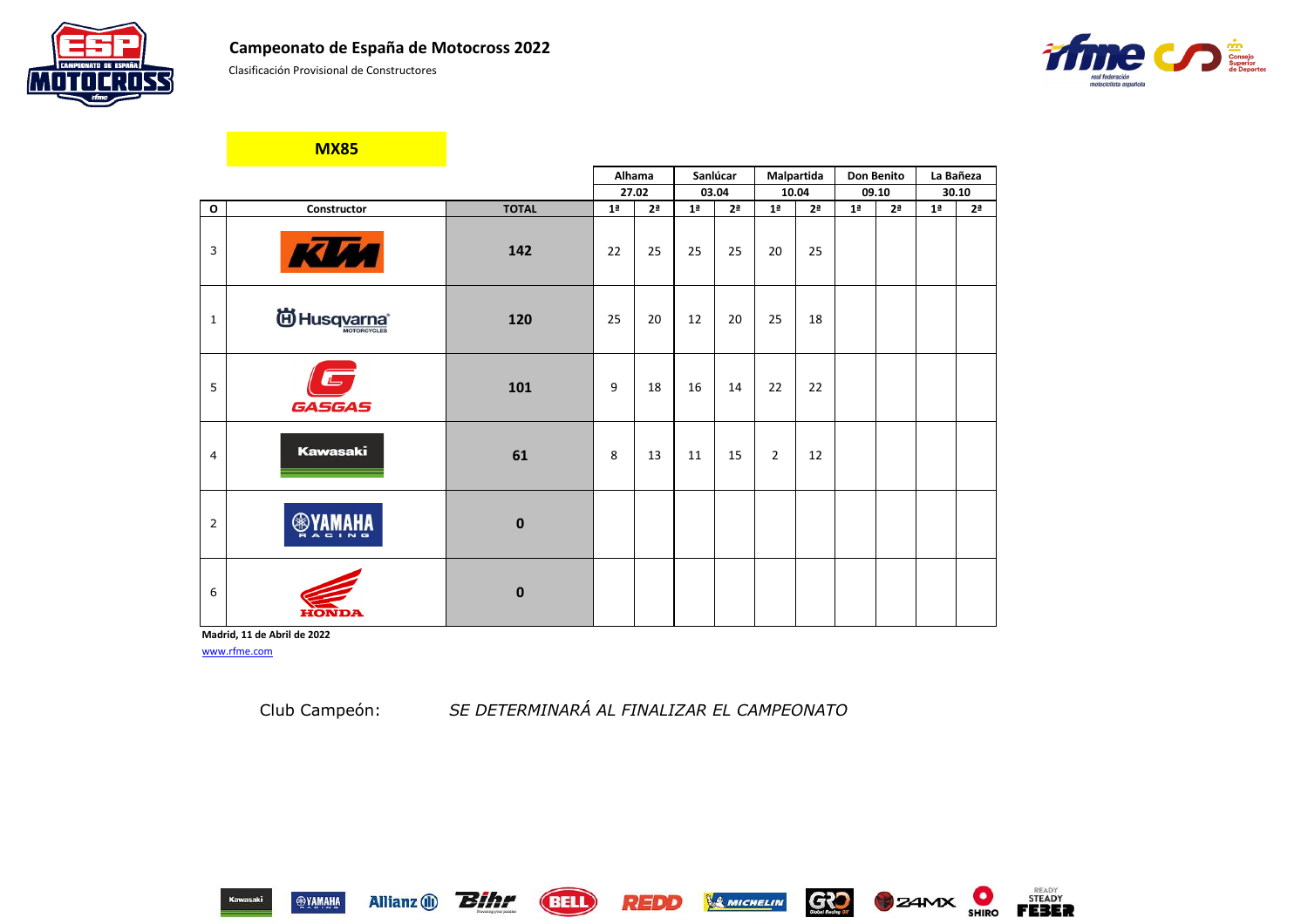## Campeonato de España de Motocross 2022

Clasificación Provisional de Constructores

### MX85

| | | | Alhama | | Sanlúcar | | Malpartida | | Don Benito | | La Bañeza | |
|---|---|---|---|---|---|---|---|---|---|---|---|---|
| | | | 27.02 | | 03.04 | | 10.04 | | 09.10 | | 30.10 | |
| O | Constructor | TOTAL | 1ª | 2ª | 1ª | 2ª | 1ª | 2ª | 1ª | 2ª | 1ª | 2ª |
| 3 | KTM | **142** | 22 | 25 | 25 | 25 | 20 | 25 | | | | |
| 1 | Husqvarna | **120** | 25 | 20 | 12 | 20 | 25 | 18 | | | | |
| 5 | GASGAS | **101** | 9 | 18 | 16 | 14 | 22 | 22 | | | | |
| 4 | Kawasaki | **61** | 8 | 13 | 11 | 15 | 2 | 12 | | | | |
| 2 | YAMAHA | **0** | | | | | | | | | | |
| 6 | HONDA | **0** | | | | | | | | | | |

**Madrid, 11 de Abril de 2022**

www.rfme.com

Club Campeón: *SE DETERMINARÁ AL FINALIZAR EL CAMPEONATO*